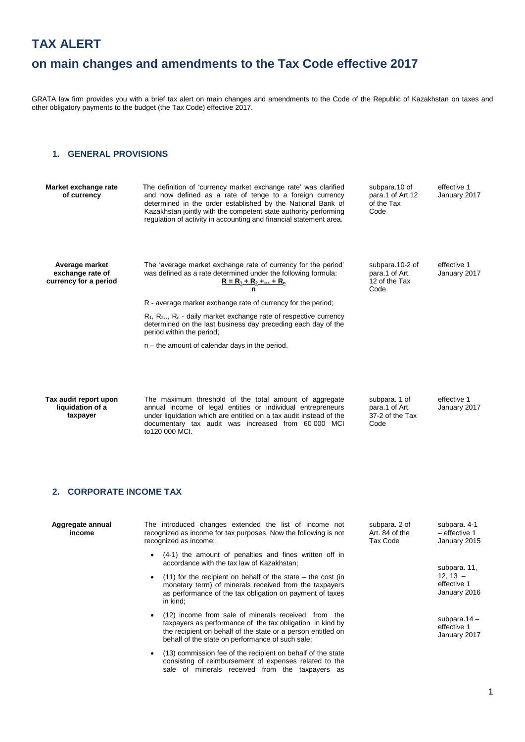# TAX ALERT

## on main changes and amendments to the Tax Code effective 2017

GRATA law firm provides you with a brief tax alert on main changes and amendments to the Code of the Republic of Kazakhstan on taxes and other obligatory payments to the budget (the Tax Code) effective 2017.

### 1. GENERAL PROVISIONS

| | | | |
|---|---|---|---|
| **Market exchange rate of currency** | The definition of 'currency market exchange rate' was clarified and now defined as a rate of tenge to a foreign currency determined in the order established by the National Bank of Kazakhstan jointly with the competent state authority performing regulation of activity in accounting and financial statement area. | subpara.10 of para.1 of Art.12 of the Tax Code | effective 1 January 2017 |
| **Average market exchange rate of currency for a period** | The 'average market exchange rate of currency for the period' was defined as a rate determined under the following formula: $$R = \frac{R_1 + R_2 + ... + R_n}{n}$$ R - average market exchange rate of currency for the period; $R_1$, $R_2$.., $R_n$ - daily market exchange rate of respective currency determined on the last business day preceding each day of the period within the period; n – the amount of calendar days in the period. | subpara.10-2 of para.1 of Art. 12 of the Tax Code | effective 1 January 2017 |
| **Tax audit report upon liquidation of a taxpayer** | The maximum threshold of the total amount of aggregate annual income of legal entities or individual entrepreneurs under liquidation which are entitled on a tax audit instead of the documentary tax audit was increased from 60 000 MCI to120 000 MCI. | subpara. 1 of para.1 of Art. 37-2 of the Tax Code | effective 1 January 2017 |

### 2. CORPORATE INCOME TAX

| | | | |
|---|---|---|---|
| **Aggregate annual income** | The introduced changes extended the list of income not recognized as income for tax purposes. Now the following is not recognized as income:<br>• (4-1) the amount of penalties and fines written off in accordance with the tax law of Kazakhstan;<br>• (11) for the recipient on behalf of the state – the cost (in monetary term) of minerals received from the taxpayers as performance of the tax obligation on payment of taxes in kind;<br>• (12) income from sale of minerals received from the taxpayers as performance of the tax obligation in kind by the recipient on behalf of the state or a person entitled on behalf of the state on performance of such sale;<br>• (13) commission fee of the recipient on behalf of the state consisting of reimbursement of expenses related to the sale of minerals received from the taxpayers as | subpara. 2 of Art. 84 of the Tax Code | subpara. 4-1 – effective 1 January 2015<br><br>subpara. 11, 12, 13 – effective 1 January 2016<br><br>subpara.14 – effective 1 January 2017 |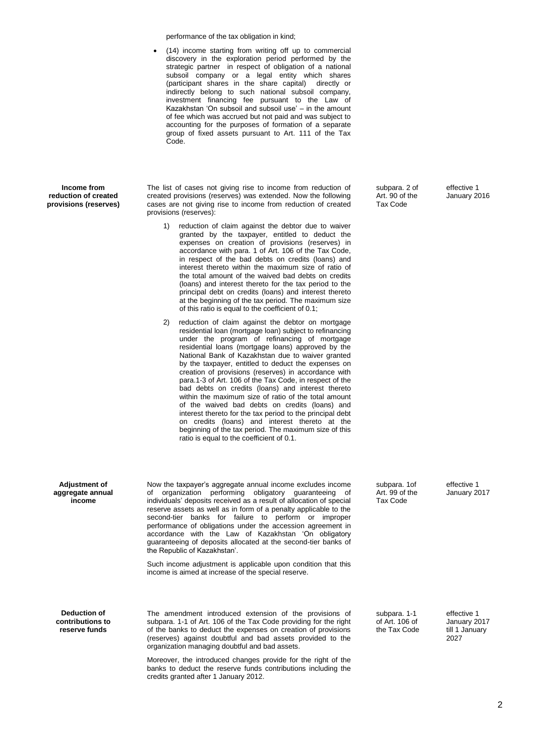| | | | |
|---|---|---|---|
| | performance of the tax obligation in kind;<br><br>• (14) income starting from writing off up to commercial discovery in the exploration period performed by the strategic partner in respect of obligation of a national subsoil company or a legal entity which shares (participant shares in the share capital) directly or indirectly belong to such national subsoil company, investment financing fee pursuant to the Law of Kazakhstan 'On subsoil and subsoil use' – in the amount of fee which was accrued but not paid and was subject to accounting for the purposes of formation of a separate group of fixed assets pursuant to Art. 111 of the Tax Code. | | |
| **Income from reduction of created provisions (reserves)** | The list of cases not giving rise to income from reduction of created provisions (reserves) was extended. Now the following cases are not giving rise to income from reduction of created provisions (reserves):<br><br>1) reduction of claim against the debtor due to waiver granted by the taxpayer, entitled to deduct the expenses on creation of provisions (reserves) in accordance with para. 1 of Art. 106 of the Tax Code, in respect of the bad debts on credits (loans) and interest thereto within the maximum size of ratio of the total amount of the waived bad debts on credits (loans) and interest thereto for the tax period to the principal debt on credits (loans) and interest thereto at the beginning of the tax period. The maximum size of this ratio is equal to the coefficient of 0.1;<br><br>2) reduction of claim against the debtor on mortgage residential loan (mortgage loan) subject to refinancing under the program of refinancing of mortgage residential loans (mortgage loans) approved by the National Bank of Kazakhstan due to waiver granted by the taxpayer, entitled to deduct the expenses on creation of provisions (reserves) in accordance with para.1-3 of Art. 106 of the Tax Code, in respect of the bad debts on credits (loans) and interest thereto within the maximum size of ratio of the total amount of the waived bad debts on credits (loans) and interest thereto for the tax period to the principal debt on credits (loans) and interest thereto at the beginning of the tax period. The maximum size of this ratio is equal to the coefficient of 0.1. | subpara. 2 of Art. 90 of the Tax Code | effective 1 January 2016 |
| **Adjustment of aggregate annual income** | Now the taxpayer's aggregate annual income excludes income of organization performing obligatory guaranteeing of individuals' deposits received as a result of allocation of special reserve assets as well as in form of a penalty applicable to the second-tier banks for failure to perform or improper performance of obligations under the accession agreement in accordance with the Law of Kazakhstan 'On obligatory guaranteeing of deposits allocated at the second-tier banks of the Republic of Kazakhstan'.<br><br>Such income adjustment is applicable upon condition that this income is aimed at increase of the special reserve. | subpara. 1of Art. 99 of the Tax Code | effective 1 January 2017 |
| **Deduction of contributions to reserve funds** | The amendment introduced extension of the provisions of subpara. 1-1 of Art. 106 of the Tax Code providing for the right of the banks to deduct the expenses on creation of provisions (reserves) against doubtful and bad assets provided to the organization managing doubtful and bad assets.<br><br>Moreover, the introduced changes provide for the right of the banks to deduct the reserve funds contributions including the credits granted after 1 January 2012. | subpara. 1-1 of Art. 106 of the Tax Code | effective 1 January 2017 till 1 January 2027 |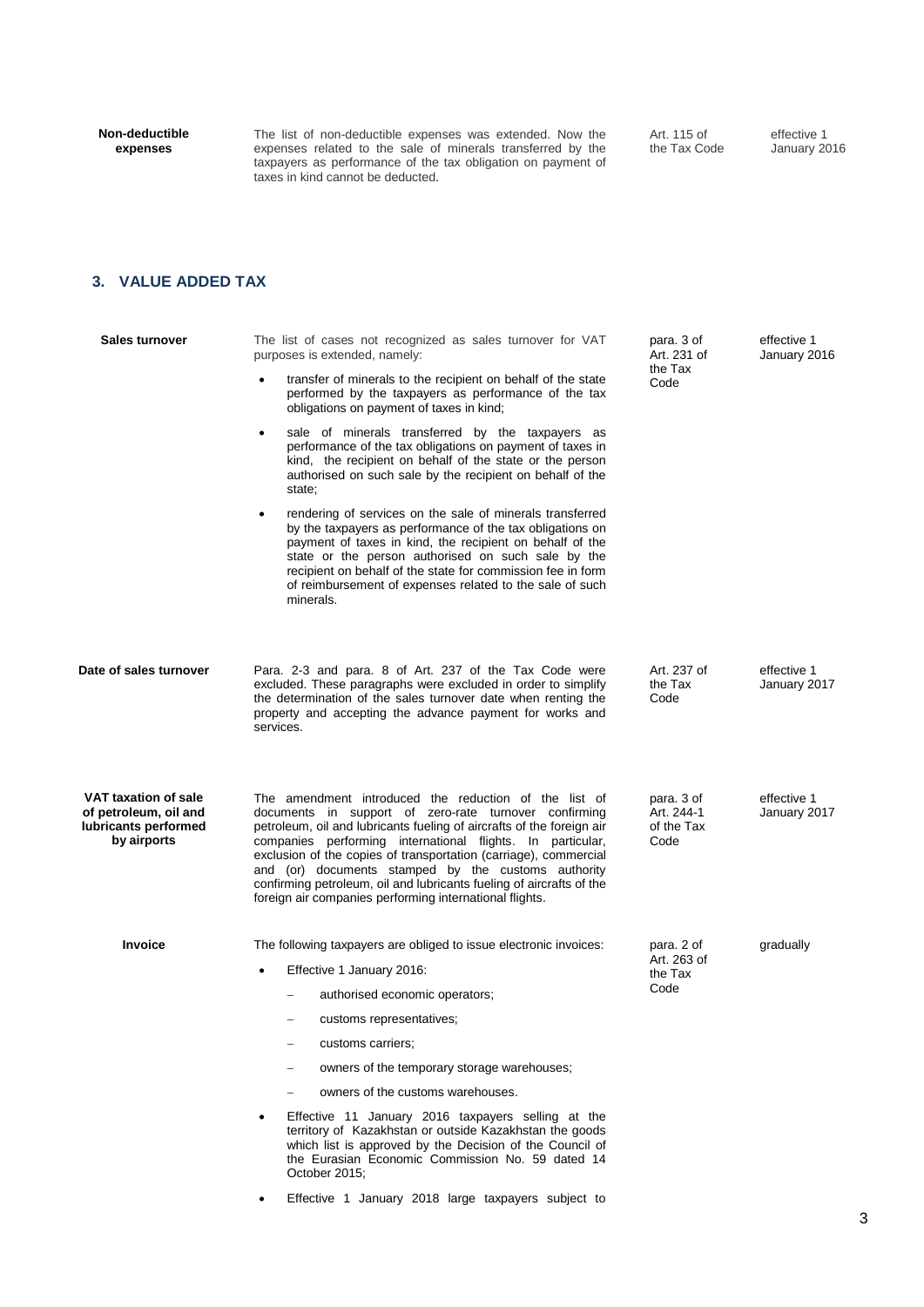| | | | |
|---|---|---|---|
| **Non-deductible expenses** | The list of non-deductible expenses was extended. Now the expenses related to the sale of minerals transferred by the taxpayers as performance of the tax obligation on payment of taxes in kind cannot be deducted. | Art. 115 of the Tax Code | effective 1 January 2016 |

## 3. VALUE ADDED TAX

| | | | |
|---|---|---|---|
| **Sales turnover** | The list of cases not recognized as sales turnover for VAT purposes is extended, namely:<br>• transfer of minerals to the recipient on behalf of the state performed by the taxpayers as performance of the tax obligations on payment of taxes in kind;<br>• sale of minerals transferred by the taxpayers as performance of the tax obligations on payment of taxes in kind, the recipient on behalf of the state or the person authorised on such sale by the recipient on behalf of the state;<br>• rendering of services on the sale of minerals transferred by the taxpayers as performance of the tax obligations on payment of taxes in kind, the recipient on behalf of the state or the person authorised on such sale by the recipient on behalf of the state for commission fee in form of reimbursement of expenses related to the sale of such minerals. | para. 3 of Art. 231 of the Tax Code | effective 1 January 2016 |
| **Date of sales turnover** | Para. 2-3 and para. 8 of Art. 237 of the Tax Code were excluded. These paragraphs were excluded in order to simplify the determination of the sales turnover date when renting the property and accepting the advance payment for works and services. | Art. 237 of the Tax Code | effective 1 January 2017 |
| **VAT taxation of sale of petroleum, oil and lubricants performed by airports** | The amendment introduced the reduction of the list of documents in support of zero-rate turnover confirming petroleum, oil and lubricants fueling of aircrafts of the foreign air companies performing international flights. In particular, exclusion of the copies of transportation (carriage), commercial and (or) documents stamped by the customs authority confirming petroleum, oil and lubricants fueling of aircrafts of the foreign air companies performing international flights. | para. 3 of Art. 244-1 of the Tax Code | effective 1 January 2017 |
| **Invoice** | The following taxpayers are obliged to issue electronic invoices:<br>• Effective 1 January 2016:<br>– authorised economic operators;<br>– customs representatives;<br>– customs carriers;<br>– owners of the temporary storage warehouses;<br>– owners of the customs warehouses.<br>• Effective 11 January 2016 taxpayers selling at the territory of Kazakhstan or outside Kazakhstan the goods which list is approved by the Decision of the Council of the Eurasian Economic Commission No. 59 dated 14 October 2015;<br>• Effective 1 January 2018 large taxpayers subject to | para. 2 of Art. 263 of the Tax Code | gradually |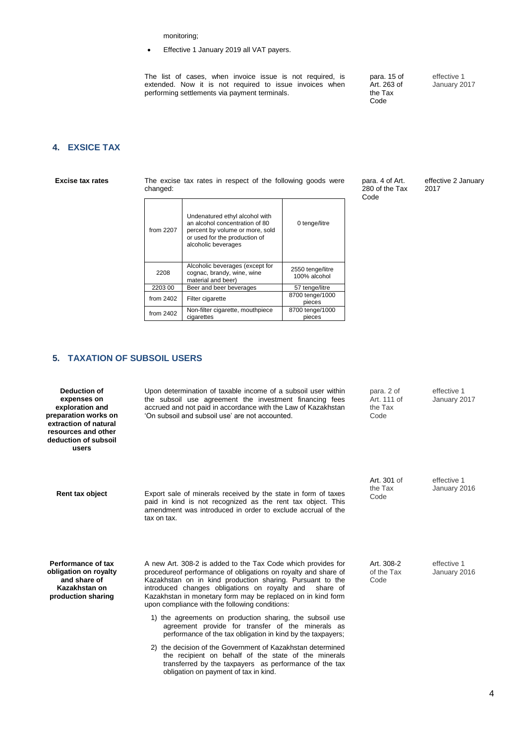monitoring;

- Effective 1 January 2019 all VAT payers.

| | | | |
|---|---|---|---|
| | The list of cases, when invoice issue is not required, is extended. Now it is not required to issue invoices when performing settlements via payment terminals. | para. 15 of Art. 263 of the Tax Code | effective 1 January 2017 |

## 4. EXSICE TAX

| | | | |
|---|---|---|---|
| **Excise tax rates** | The excise tax rates in respect of the following goods were changed: | para. 4 of Art. 280 of the Tax Code | effective 2 January 2017 |

| | | |
|---|---|---|
| from 2207 | Undenatured ethyl alcohol with an alcohol concentration of 80 percent by volume or more, sold or used for the production of alcoholic beverages | 0 tenge/litre |
| 2208 | Alcoholic beverages (except for cognac, brandy, wine, wine material and beer) | 2550 tenge/litre 100% alcohol |
| 2203 00 | Beer and beer beverages | 57 tenge/litre |
| from 2402 | Filter cigarette | 8700 tenge/1000 pieces |
| from 2402 | Non-filter cigarette, mouthpiece cigarettes | 8700 tenge/1000 pieces |

## 5. TAXATION OF SUBSOIL USERS

| | | | |
|---|---|---|---|
| **Deduction of expenses on exploration and preparation works on extraction of natural resources and other deduction of subsoil users** | Upon determination of taxable income of a subsoil user within the subsoil use agreement the investment financing fees accrued and not paid in accordance with the Law of Kazakhstan 'On subsoil and subsoil use' are not accounted. | para. 2 of Art. 111 of the Tax Code | effective 1 January 2017 |
| **Rent tax object** | Export sale of minerals received by the state in form of taxes paid in kind is not recognized as the rent tax object. This amendment was introduced in order to exclude accrual of the tax on tax. | Art. 301 of the Tax Code | effective 1 January 2016 |
| **Performance of tax obligation on royalty and share of Kazakhstan on production sharing** | A new Art. 308-2 is added to the Tax Code which provides for procedureof performance of obligations on royalty and share of Kazakhstan on in kind production sharing. Pursuant to the introduced changes obligations on royalty and share of Kazakhstan in monetary form may be replaced on in kind form upon compliance with the following conditions:<br><br>1) the agreements on production sharing, the subsoil use agreement provide for transfer of the minerals as performance of the tax obligation in kind by the taxpayers;<br><br>2) the decision of the Government of Kazakhstan determined the recipient on behalf of the state of the minerals transferred by the taxpayers as performance of the tax obligation on payment of tax in kind. | Art. 308-2 of the Tax Code | effective 1 January 2016 |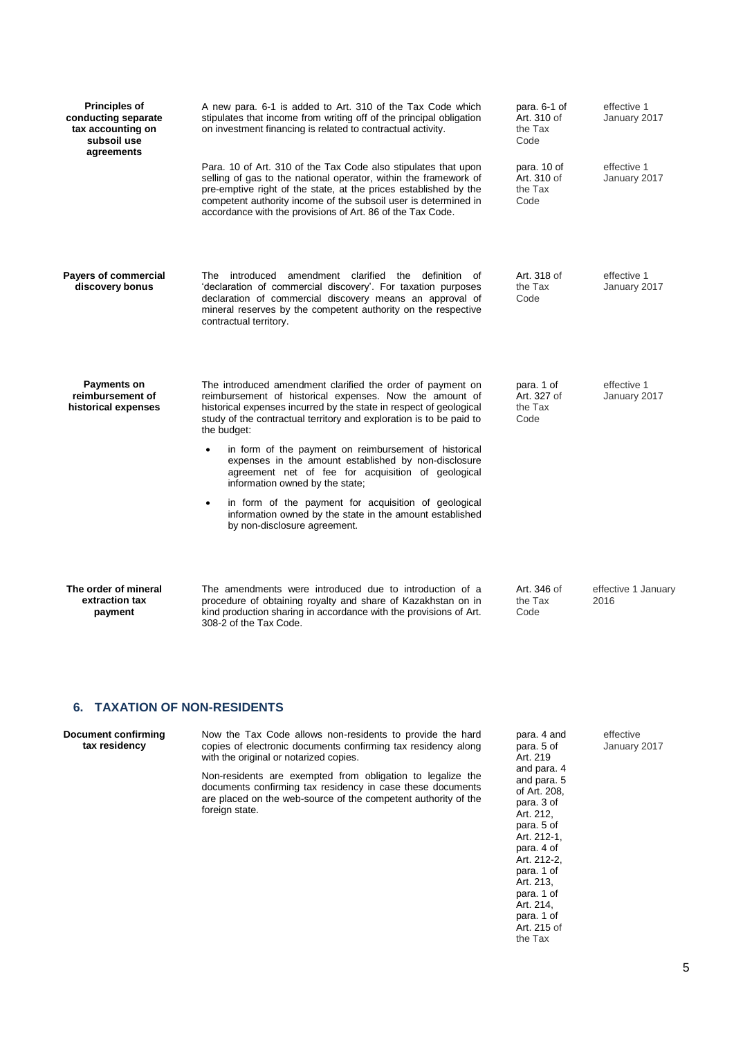| | | | |
|---|---|---|---|
| **Principles of conducting separate tax accounting on subsoil use agreements** | A new para. 6-1 is added to Art. 310 of the Tax Code which stipulates that income from writing off of the principal obligation on investment financing is related to contractual activity. | para. 6-1 of Art. 310 of the Tax Code | effective 1 January 2017 |
| | Para. 10 of Art. 310 of the Tax Code also stipulates that upon selling of gas to the national operator, within the framework of pre-emptive right of the state, at the prices established by the competent authority income of the subsoil user is determined in accordance with the provisions of Art. 86 of the Tax Code. | para. 10 of Art. 310 of the Tax Code | effective 1 January 2017 |
| **Payers of commercial discovery bonus** | The introduced amendment clarified the definition of 'declaration of commercial discovery'. For taxation purposes declaration of commercial discovery means an approval of mineral reserves by the competent authority on the respective contractual territory. | Art. 318 of the Tax Code | effective 1 January 2017 |
| **Payments on reimbursement of historical expenses** | The introduced amendment clarified the order of payment on reimbursement of historical expenses. Now the amount of historical expenses incurred by the state in respect of geological study of the contractual territory and exploration is to be paid to the budget:<br>• in form of the payment on reimbursement of historical expenses in the amount established by non-disclosure agreement net of fee for acquisition of geological information owned by the state;<br>• in form of the payment for acquisition of geological information owned by the state in the amount established by non-disclosure agreement. | para. 1 of Art. 327 of the Tax Code | effective 1 January 2017 |
| **The order of mineral extraction tax payment** | The amendments were introduced due to introduction of a procedure of obtaining royalty and share of Kazakhstan on in kind production sharing in accordance with the provisions of Art. 308-2 of the Tax Code. | Art. 346 of the Tax Code | effective 1 January 2016 |

## 6. TAXATION OF NON-RESIDENTS

| | | | |
|---|---|---|---|
| **Document confirming tax residency** | Now the Tax Code allows non-residents to provide the hard copies of electronic documents confirming tax residency along with the original or notarized copies.<br><br>Non-residents are exempted from obligation to legalize the documents confirming tax residency in case these documents are placed on the web-source of the competent authority of the foreign state. | para. 4 and para. 5 of Art. 219 and para. 4 and para. 5 of Art. 208, para. 3 of Art. 212, para. 5 of Art. 212-1, para. 4 of Art. 212-2, para. 1 of Art. 213, para. 1 of Art. 214, para. 1 of Art. 215 of the Tax | effective January 2017 |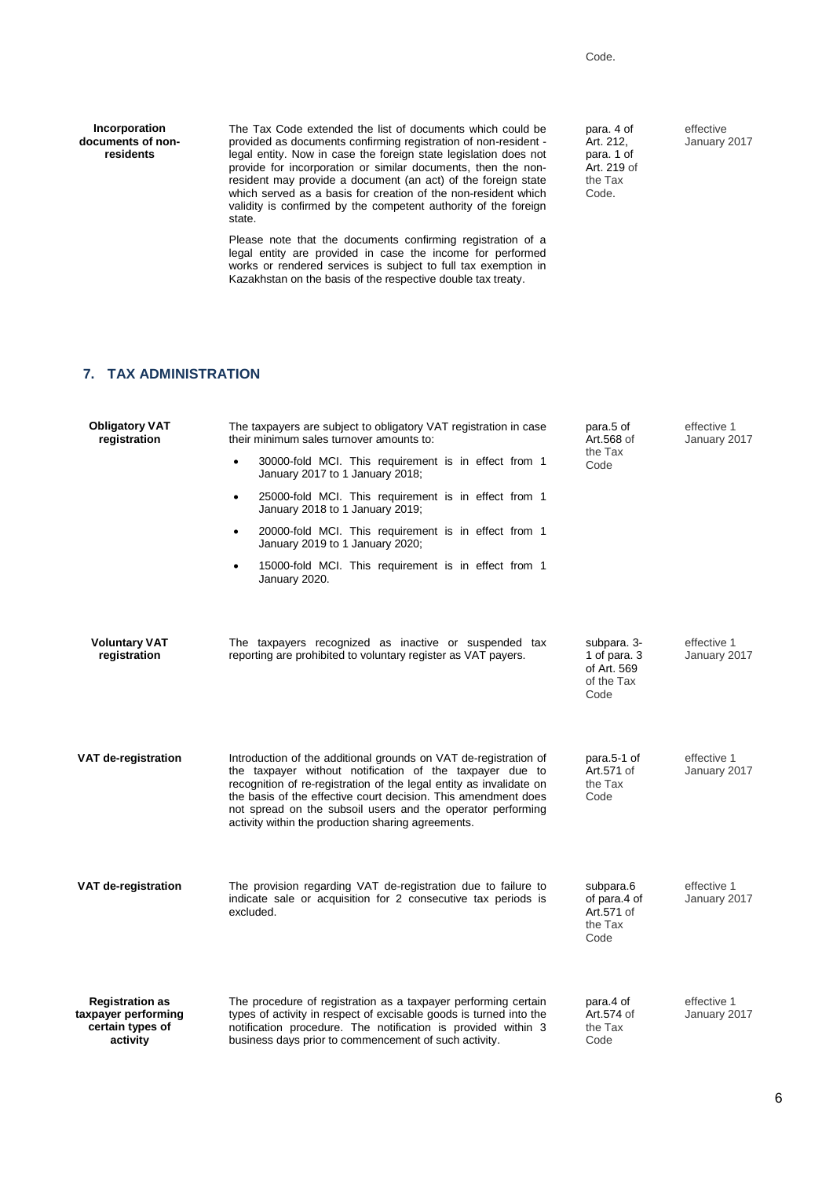Code.

| | | | |
|---|---|---|---|
| **Incorporation documents of non-residents** | The Tax Code extended the list of documents which could be provided as documents confirming registration of non-resident - legal entity. Now in case the foreign state legislation does not provide for incorporation or similar documents, then the non-resident may provide a document (an act) of the foreign state which served as a basis for creation of the non-resident which validity is confirmed by the competent authority of the foreign state.<br><br>Please note that the documents confirming registration of a legal entity are provided in case the income for performed works or rendered services is subject to full tax exemption in Kazakhstan on the basis of the respective double tax treaty. | para. 4 of Art. 212, para. 1 of Art. 219 of the Tax Code. | effective January 2017 |

## 7. TAX ADMINISTRATION

| | | | |
|---|---|---|---|
| **Obligatory VAT registration** | The taxpayers are subject to obligatory VAT registration in case their minimum sales turnover amounts to:<br>• 30000-fold MCI. This requirement is in effect from 1 January 2017 to 1 January 2018;<br>• 25000-fold MCI. This requirement is in effect from 1 January 2018 to 1 January 2019;<br>• 20000-fold MCI. This requirement is in effect from 1 January 2019 to 1 January 2020;<br>• 15000-fold MCI. This requirement is in effect from 1 January 2020. | para.5 of Art.568 of the Tax Code | effective 1 January 2017 |
| **Voluntary VAT registration** | The taxpayers recognized as inactive or suspended tax reporting are prohibited to voluntary register as VAT payers. | subpara. 3-1 of para. 3 of Art. 569 of the Tax Code | effective 1 January 2017 |
| **VAT de-registration** | Introduction of the additional grounds on VAT de-registration of the taxpayer without notification of the taxpayer due to recognition of re-registration of the legal entity as invalidate on the basis of the effective court decision. This amendment does not spread on the subsoil users and the operator performing activity within the production sharing agreements. | para.5-1 of Art.571 of the Tax Code | effective 1 January 2017 |
| **VAT de-registration** | The provision regarding VAT de-registration due to failure to indicate sale or acquisition for 2 consecutive tax periods is excluded. | subpara.6 of para.4 of Art.571 of the Tax Code | effective 1 January 2017 |
| **Registration as taxpayer performing certain types of activity** | The procedure of registration as a taxpayer performing certain types of activity in respect of excisable goods is turned into the notification procedure. The notification is provided within 3 business days prior to commencement of such activity. | para.4 of Art.574 of the Tax Code | effective 1 January 2017 |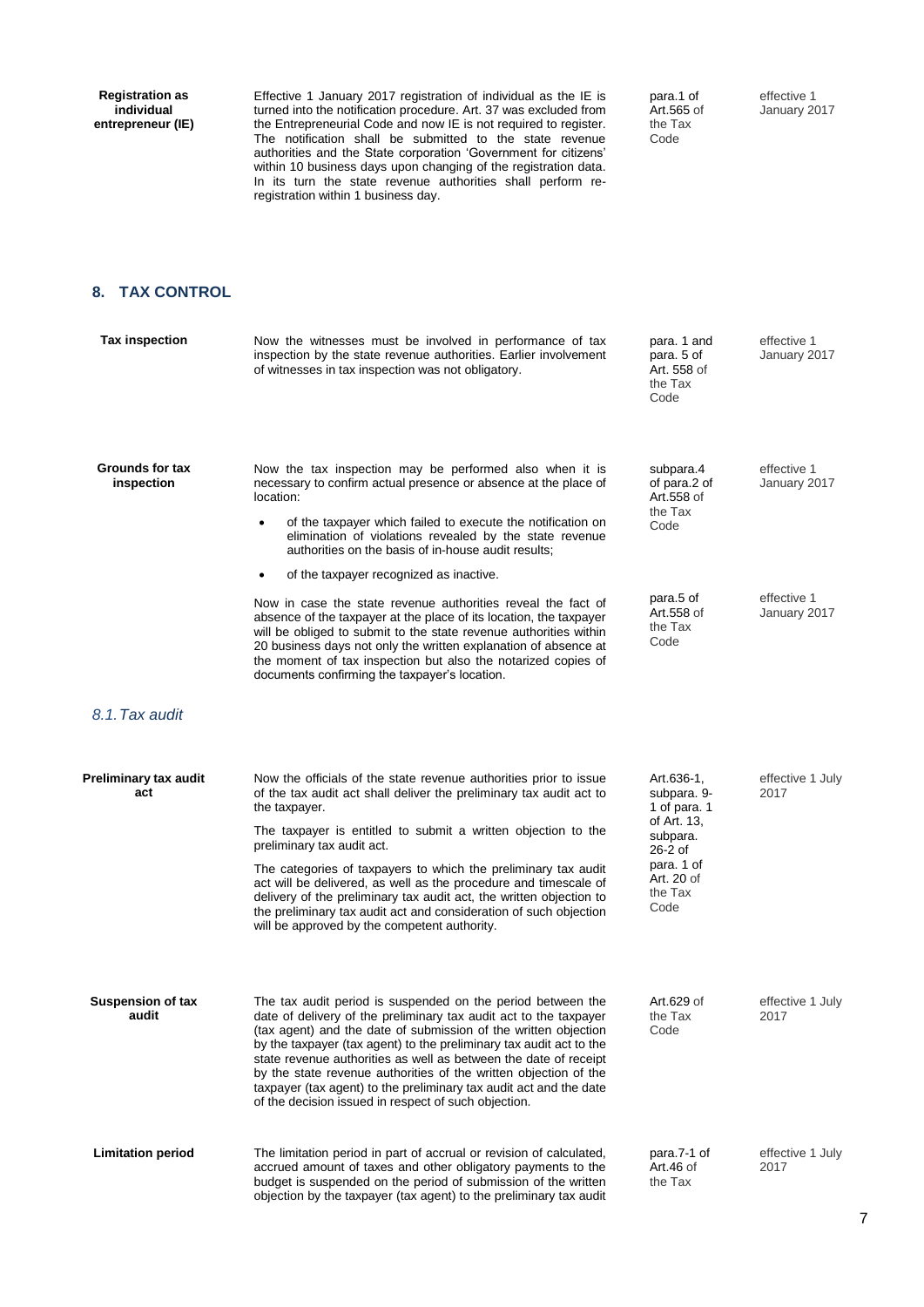| | | | |
|---|---|---|---|
| **Registration as individual entrepreneur (IE)** | Effective 1 January 2017 registration of individual as the IE is turned into the notification procedure. Art. 37 was excluded from the Entrepreneurial Code and now IE is not required to register. The notification shall be submitted to the state revenue authorities and the State corporation 'Government for citizens' within 10 business days upon changing of the registration data. In its turn the state revenue authorities shall perform re-registration within 1 business day. | para.1 of Art.565 of the Tax Code | effective 1 January 2017 |

## 8. TAX CONTROL

| | | | |
|---|---|---|---|
| **Tax inspection** | Now the witnesses must be involved in performance of tax inspection by the state revenue authorities. Earlier involvement of witnesses in tax inspection was not obligatory. | para. 1 and para. 5 of Art. 558 of the Tax Code | effective 1 January 2017 |
| **Grounds for tax inspection** | Now the tax inspection may be performed also when it is necessary to confirm actual presence or absence at the place of location:<br>• of the taxpayer which failed to execute the notification on elimination of violations revealed by the state revenue authorities on the basis of in-house audit results;<br>• of the taxpayer recognized as inactive. | subpara.4 of para.2 of Art.558 of the Tax Code | effective 1 January 2017 |
| | Now in case the state revenue authorities reveal the fact of absence of the taxpayer at the place of its location, the taxpayer will be obliged to submit to the state revenue authorities within 20 business days not only the written explanation of absence at the moment of tax inspection but also the notarized copies of documents confirming the taxpayer's location. | para.5 of Art.558 of the Tax Code | effective 1 January 2017 |

### *8.1. Tax audit*

| | | | |
|---|---|---|---|
| **Preliminary tax audit act** | Now the officials of the state revenue authorities prior to issue of the tax audit act shall deliver the preliminary tax audit act to the taxpayer.<br>The taxpayer is entitled to submit a written objection to the preliminary tax audit act.<br>The categories of taxpayers to which the preliminary tax audit act will be delivered, as well as the procedure and timescale of delivery of the preliminary tax audit act, the written objection to the preliminary tax audit act and consideration of such objection will be approved by the competent authority. | Art.636-1, subpara. 9-1 of para. 1 of Art. 13, subpara. 26-2 of para. 1 of Art. 20 of the Tax Code | effective 1 July 2017 |
| **Suspension of tax audit** | The tax audit period is suspended on the period between the date of delivery of the preliminary tax audit act to the taxpayer (tax agent) and the date of submission of the written objection by the taxpayer (tax agent) to the preliminary tax audit act to the state revenue authorities as well as between the date of receipt by the state revenue authorities of the written objection of the taxpayer (tax agent) to the preliminary tax audit act and the date of the decision issued in respect of such objection. | Art.629 of the Tax Code | effective 1 July 2017 |
| **Limitation period** | The limitation period in part of accrual or revision of calculated, accrued amount of taxes and other obligatory payments to the budget is suspended on the period of submission of the written objection by the taxpayer (tax agent) to the preliminary tax audit | para.7-1 of Art.46 of the Tax | effective 1 July 2017 |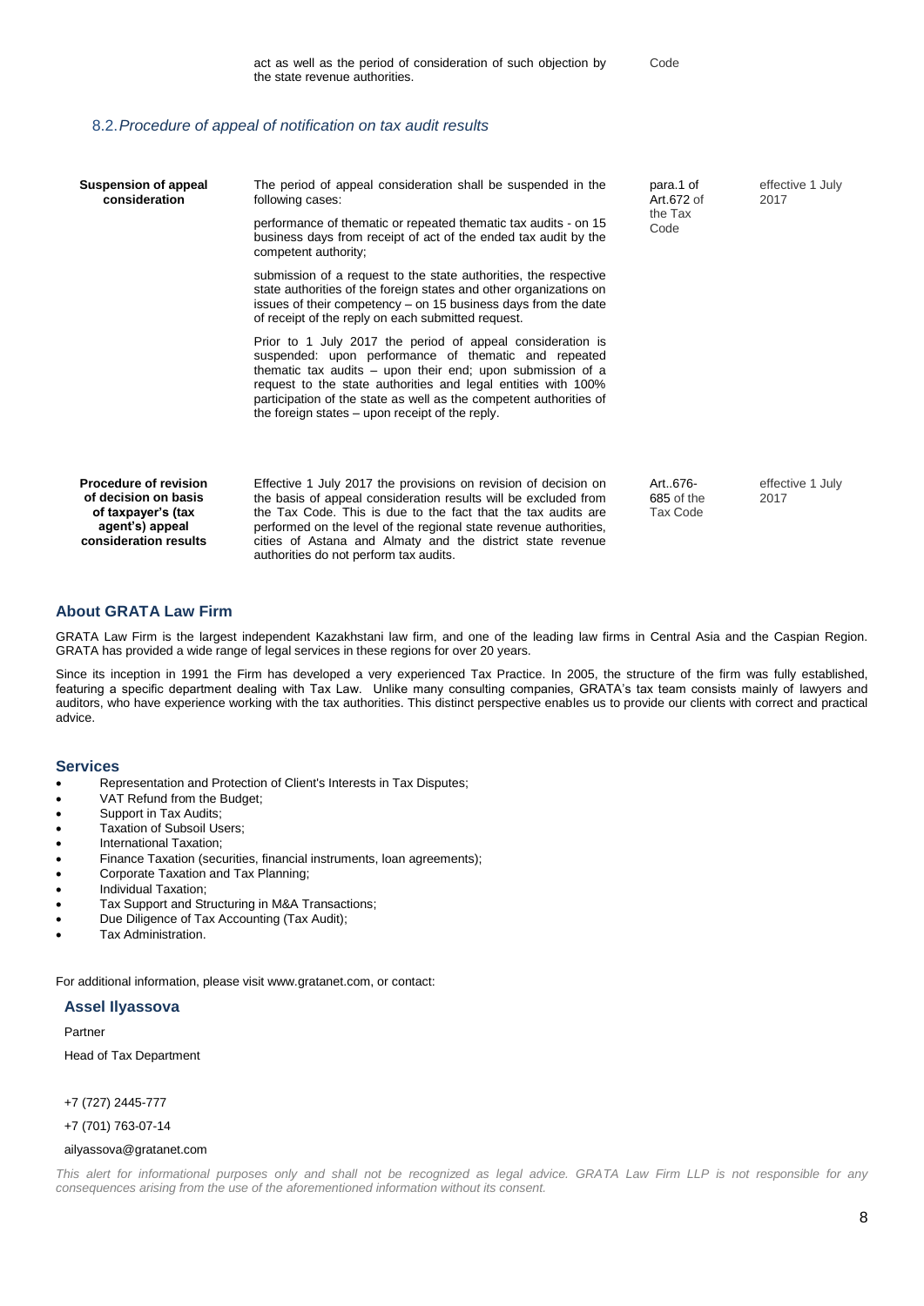| | | | |
|---|---|---|---|
| | act as well as the period of consideration of such objection by the state revenue authorities. | Code | |

## 8.2. *Procedure of appeal of notification on tax audit results*

| | | | |
|---|---|---|---|
| **Suspension of appeal consideration** | The period of appeal consideration shall be suspended in the following cases: performance of thematic or repeated thematic tax audits - on 15 business days from receipt of act of the ended tax audit by the competent authority; submission of a request to the state authorities, the respective state authorities of the foreign states and other organizations on issues of their competency – on 15 business days from the date of receipt of the reply on each submitted request. Prior to 1 July 2017 the period of appeal consideration is suspended: upon performance of thematic and repeated thematic tax audits – upon their end; upon submission of a request to the state authorities and legal entities with 100% participation of the state as well as the competent authorities of the foreign states – upon receipt of the reply. | para.1 of Art.672 of the Tax Code | effective 1 July 2017 |
| **Procedure of revision of decision on basis of taxpayer's (tax agent's) appeal consideration results** | Effective 1 July 2017 the provisions on revision of decision on the basis of appeal consideration results will be excluded from the Tax Code. This is due to the fact that the tax audits are performed on the level of the regional state revenue authorities, cities of Astana and Almaty and the district state revenue authorities do not perform tax audits. | Art..676-685 of the Tax Code | effective 1 July 2017 |

### About GRATA Law Firm

GRATA Law Firm is the largest independent Kazakhstani law firm, and one of the leading law firms in Central Asia and the Caspian Region. GRATA has provided a wide range of legal services in these regions for over 20 years.

Since its inception in 1991 the Firm has developed a very experienced Tax Practice. In 2005, the structure of the firm was fully established, featuring a specific department dealing with Tax Law. Unlike many consulting companies, GRATA's tax team consists mainly of lawyers and auditors, who have experience working with the tax authorities. This distinct perspective enables us to provide our clients with correct and practical advice.

### Services

- Representation and Protection of Client's Interests in Tax Disputes;
- VAT Refund from the Budget;
- Support in Tax Audits;
- Taxation of Subsoil Users;
- International Taxation;
- Finance Taxation (securities, financial instruments, loan agreements);
- Corporate Taxation and Tax Planning;
- Individual Taxation;
- Tax Support and Structuring in M&A Transactions;
- Due Diligence of Tax Accounting (Tax Audit);
- Tax Administration.

For additional information, please visit www.gratanet.com, or contact:

**Assel Ilyassova**

Partner

Head of Tax Department

+7 (727) 2445-777

+7 (701) 763-07-14

ailyassova@gratanet.com

*This alert for informational purposes only and shall not be recognized as legal advice. GRATA Law Firm LLP is not responsible for any consequences arising from the use of the aforementioned information without its consent.*